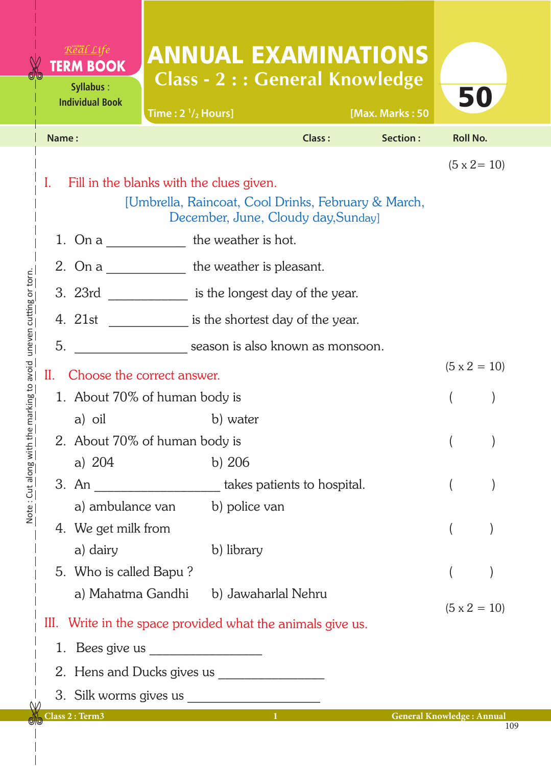Real Life **TERM BOOK**

Syllabus : Individual Book

# ANNUAL EXAMINATIONS

## Class - 2 : : General Knowledge

Time : 2 $^{1}/_{2}$ Hours] [Max. Marks : 50

**50**

Name : Class : Section : Roll No.

(5 x 2= 10)

I. Fill in the blanks with the clues given.

[Umbrella, Raincoat, Cool Drinks, February & March, December, June, Cloudy day,Sunday]

1. On a ___________ the weather is hot.
2. On a ___________ the weather is pleasant.
3. 23rd ___________ is the longest day of the year.
4. 21st ___________ is the shortest day of the year.
5. ________________ season is also known as monsoon.

(5 x 2 = 10)

II. Choose the correct answer.

1. About 70% of human body is ( )
   a) oil b) water
2. About 70% of human body is ( )
   a) 204 b) 206
3. An _________________ takes patients to hospital. ( )
   a) ambulance van b) police van
4. We get milk from ( )
   a) dairy b) library
5. Who is called Bapu ? ( )
   a) Mahatma Gandhi b) Jawaharlal Nehru

(5 x 2 = 10)

III. Write in the space provided what the animals give us.

1. Bees give us ________________
2. Hens and Ducks gives us ________________
3. Silk worms gives us ___________________

Note : Cut along with the marking to avoid uneven cutting or torn.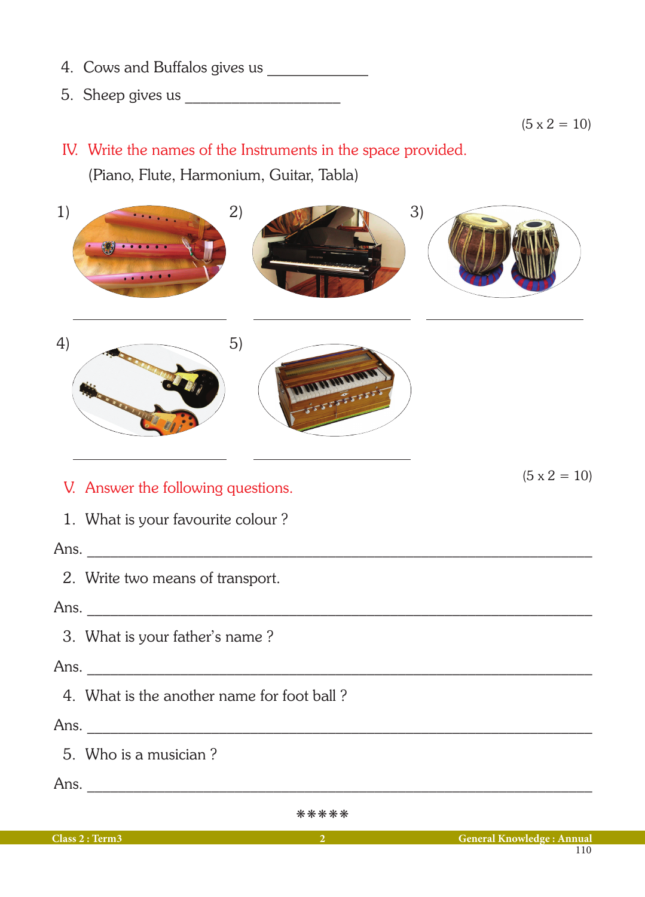4. Cows and Buffalos gives us ____________

5. Sheep gives us ___________________

(5 x 2 = 10)

## IV. Write the names of the Instruments in the space provided.

(Piano, Flute, Harmonium, Guitar, Tabla)

1) ____________________

2) ____________________

3) ____________________

4) ____________________

5) ____________________

(5 x 2 = 10)

## V. Answer the following questions.

1. What is your favourite colour ?

Ans. ______________________________________________________________

2. Write two means of transport.

Ans. ______________________________________________________________

3. What is your father's name ?

Ans. ______________________________________________________________

4. What is the another name for foot ball ?

Ans. ______________________________________________________________

5. Who is a musician ?

Ans. ______________________________________________________________

*****